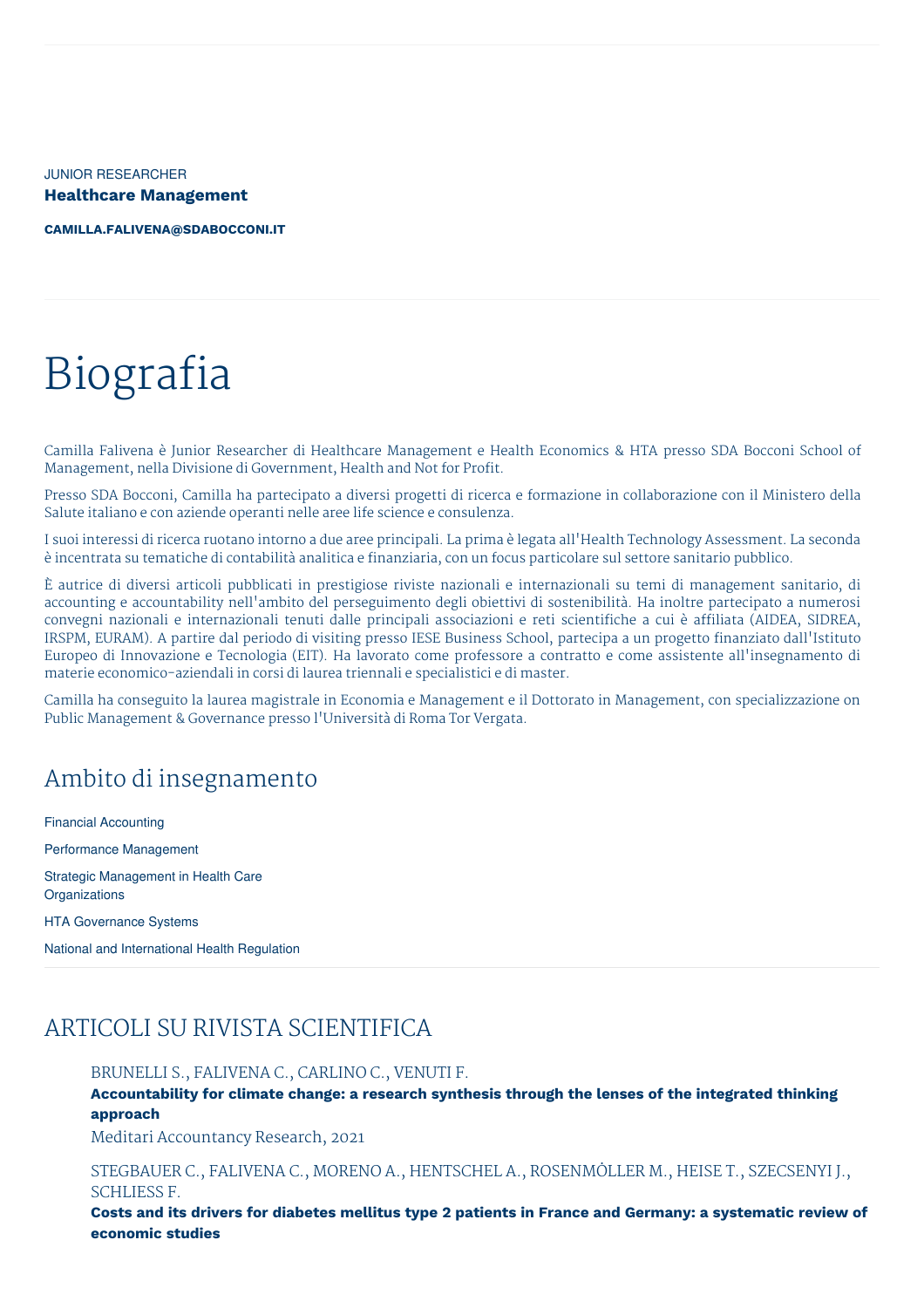JUNIOR RESEARCHER

**Healthcare Management**

**CAMILLA.FALIVENA@SDABOCCONI.IT**

# Biografia

Camilla Falivena è Junior Researcher di Healthcare Management e Health Economics & HTA presso SDA Bocconi School of Management, nella Divisione di Government, Health and Not for Profit.

Presso SDA Bocconi, Camilla ha partecipato a diversi progetti di ricerca e formazione in collaborazione con il Ministero della Salute italiano e con aziende operanti nelle aree life science e consulenza.

I suoi interessi di ricerca ruotano intorno a due aree principali. La prima è legata all'Health Technology Assessment. La seconda è incentrata su tematiche di contabilità analitica e finanziaria, con un focus particolare sul settore sanitario pubblico.

È autrice di diversi articoli pubblicati in prestigiose riviste nazionali e internazionali su temi di management sanitario, di accounting e accountability nell'ambito del perseguimento degli obiettivi di sostenibilità. Ha inoltre partecipato a numerosi convegni nazionali e internazionali tenuti dalle principali associazioni e reti scientifiche a cui è affiliata (AIDEA, SIDREA, IRSPM, EURAM). A partire dal periodo di visiting presso IESE Business School, partecipa a un progetto finanziato dall'Istituto Europeo di Innovazione e Tecnologia (EIT). Ha lavorato come professore a contratto e come assistente all'insegnamento di materie economico-aziendali in corsi di laurea triennali e specialistici e di master.

Camilla ha conseguito la laurea magistrale in Economia e Management e il Dottorato in Management, con specializzazione on Public Management & Governance presso l'Università di Roma Tor Vergata.

## Ambito di insegnamento

Financial Accounting

Performance Management

Strategic Management in Health Care Organizations

HTA Governance Systems

National and International Health Regulation

## ARTICOLI SU RIVISTA SCIENTIFICA

BRUNELLI S., FALIVENA C., CARLINO C., VENUTI F.
**Accountability for climate change: a research synthesis through the lenses of the integrated thinking approach**
Meditari Accountancy Research, 2021

STEGBAUER C., FALIVENA C., MORENO A., HENTSCHEL A., ROSENMÖLLER M., HEISE T., SZECSENYI J., SCHLIESS F.
**Costs and its drivers for diabetes mellitus type 2 patients in France and Germany: a systematic review of economic studies**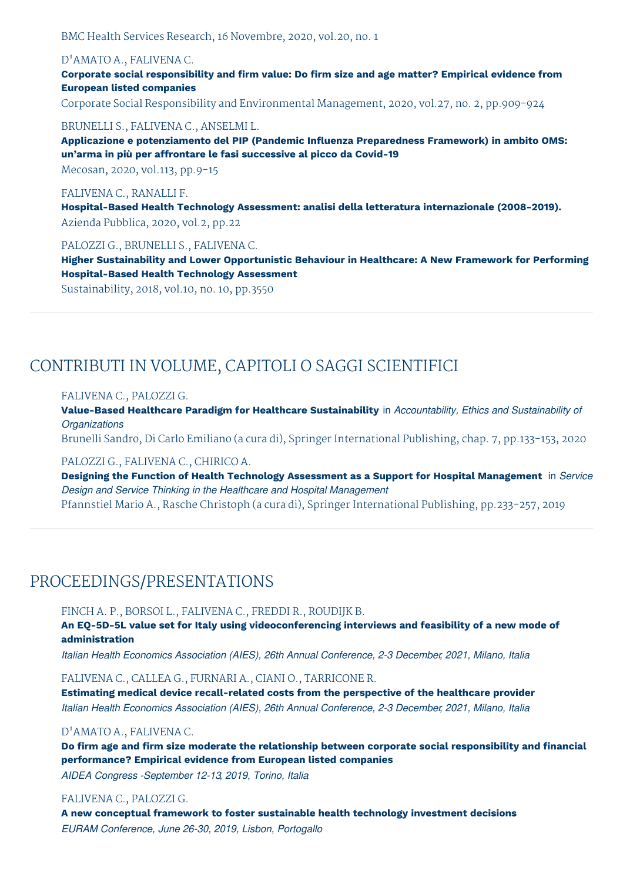BMC Health Services Research, 16 Novembre, 2020, vol.20, no. 1

D'AMATO A., FALIVENA C.
**Corporate social responsibility and firm value: Do firm size and age matter? Empirical evidence from European listed companies**
Corporate Social Responsibility and Environmental Management, 2020, vol.27, no. 2, pp.909-924

BRUNELLI S., FALIVENA C., ANSELMI L.
**Applicazione e potenziamento del PIP (Pandemic Influenza Preparedness Framework) in ambito OMS: un'arma in più per affrontare le fasi successive al picco da Covid-19**
Mecosan, 2020, vol.113, pp.9-15

FALIVENA C., RANALLI F.
**Hospital-Based Health Technology Assessment: analisi della letteratura internazionale (2008-2019).**
Azienda Pubblica, 2020, vol.2, pp.22

PALOZZI G., BRUNELLI S., FALIVENA C.
**Higher Sustainability and Lower Opportunistic Behaviour in Healthcare: A New Framework for Performing Hospital-Based Health Technology Assessment**
Sustainability, 2018, vol.10, no. 10, pp.3550

## CONTRIBUTI IN VOLUME, CAPITOLI O SAGGI SCIENTIFICI

FALIVENA C., PALOZZI G.
**Value-Based Healthcare Paradigm for Healthcare Sustainability** in *Accountability, Ethics and Sustainability of Organizations*
Brunelli Sandro, Di Carlo Emiliano (a cura di), Springer International Publishing, chap. 7, pp.133-153, 2020

PALOZZI G., FALIVENA C., CHIRICO A.
**Designing the Function of Health Technology Assessment as a Support for Hospital Management** in *Service Design and Service Thinking in the Healthcare and Hospital Management*
Pfannstiel Mario A., Rasche Christoph (a cura di), Springer International Publishing, pp.233-257, 2019

## PROCEEDINGS/PRESENTATIONS

FINCH A. P., BORSOI L., FALIVENA C., FREDDI R., ROUDIJK B.
**An EQ-5D-5L value set for Italy using videoconferencing interviews and feasibility of a new mode of administration**
*Italian Health Economics Association (AIES), 26th Annual Conference, 2-3 December, 2021, Milano, Italia*

FALIVENA C., CALLEA G., FURNARI A., CIANI O., TARRICONE R.
**Estimating medical device recall-related costs from the perspective of the healthcare provider**
*Italian Health Economics Association (AIES), 26th Annual Conference, 2-3 December, 2021, Milano, Italia*

D'AMATO A., FALIVENA C.
**Do firm age and firm size moderate the relationship between corporate social responsibility and financial performance? Empirical evidence from European listed companies**
*AIDEA Congress -September 12-13, 2019, Torino, Italia*

FALIVENA C., PALOZZI G.
**A new conceptual framework to foster sustainable health technology investment decisions**
*EURAM Conference, June 26-30, 2019, Lisbon, Portogallo*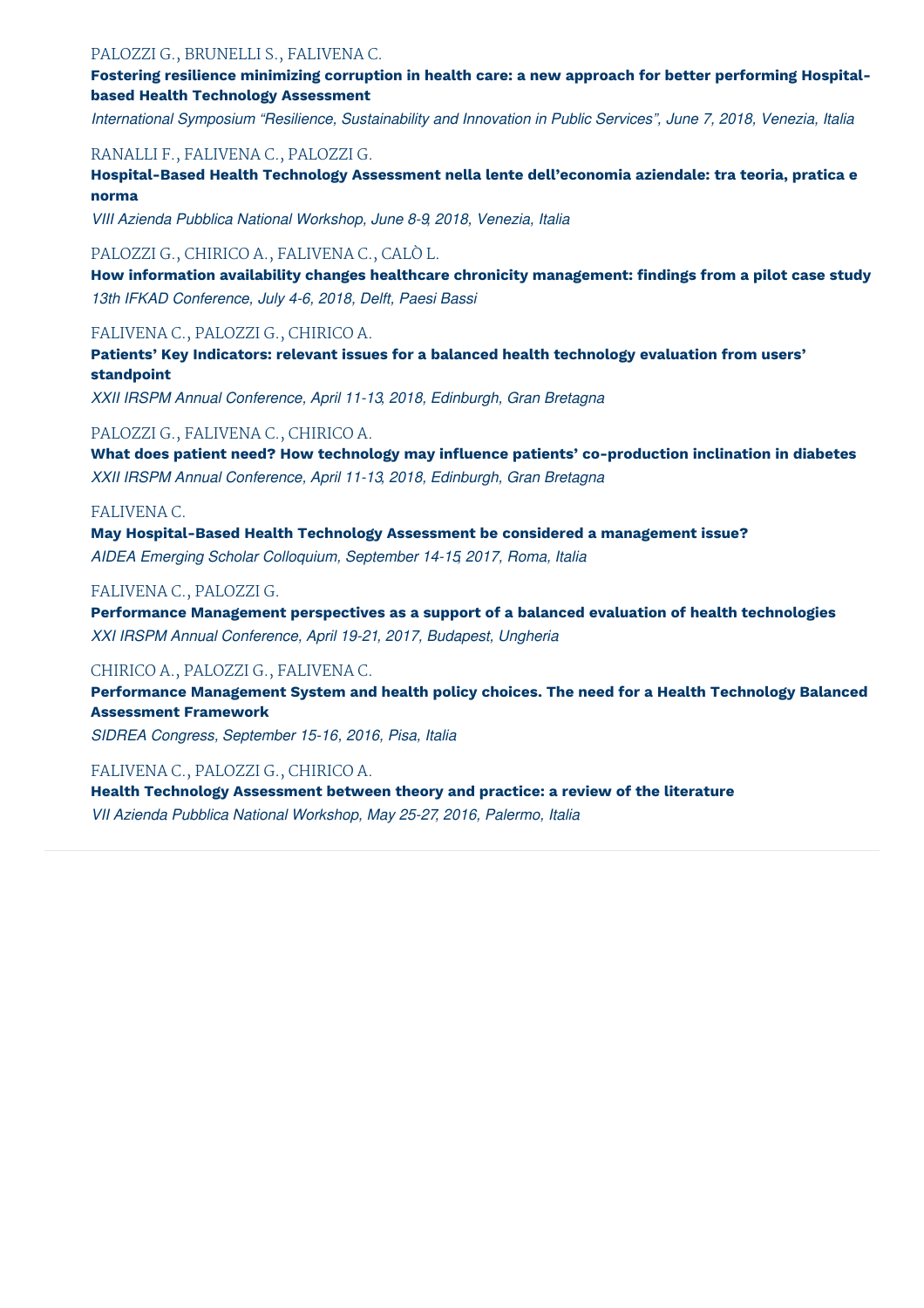PALOZZI G., BRUNELLI S., FALIVENA C.

**Fostering resilience minimizing corruption in health care: a new approach for better performing Hospital-based Health Technology Assessment**

*International Symposium "Resilience, Sustainability and Innovation in Public Services", June 7, 2018, Venezia, Italia*

RANALLI F., FALIVENA C., PALOZZI G.

**Hospital-Based Health Technology Assessment nella lente dell'economia aziendale: tra teoria, pratica e norma**

*VIII Azienda Pubblica National Workshop, June 8-9, 2018, Venezia, Italia*

PALOZZI G., CHIRICO A., FALIVENA C., CALÒ L.

**How information availability changes healthcare chronicity management: findings from a pilot case study**

*13th IFKAD Conference, July 4-6, 2018, Delft, Paesi Bassi*

FALIVENA C., PALOZZI G., CHIRICO A.

**Patients' Key Indicators: relevant issues for a balanced health technology evaluation from users' standpoint**

*XXII IRSPM Annual Conference, April 11-13, 2018, Edinburgh, Gran Bretagna*

PALOZZI G., FALIVENA C., CHIRICO A.

**What does patient need? How technology may influence patients' co-production inclination in diabetes**

*XXII IRSPM Annual Conference, April 11-13, 2018, Edinburgh, Gran Bretagna*

FALIVENA C.

**May Hospital-Based Health Technology Assessment be considered a management issue?**

*AIDEA Emerging Scholar Colloquium, September 14-15, 2017, Roma, Italia*

FALIVENA C., PALOZZI G.

**Performance Management perspectives as a support of a balanced evaluation of health technologies**

*XXI IRSPM Annual Conference, April 19-21, 2017, Budapest, Ungheria*

CHIRICO A., PALOZZI G., FALIVENA C.

**Performance Management System and health policy choices. The need for a Health Technology Balanced Assessment Framework**

*SIDREA Congress, September 15-16, 2016, Pisa, Italia*

FALIVENA C., PALOZZI G., CHIRICO A.

**Health Technology Assessment between theory and practice: a review of the literature**

*VII Azienda Pubblica National Workshop, May 25-27, 2016, Palermo, Italia*